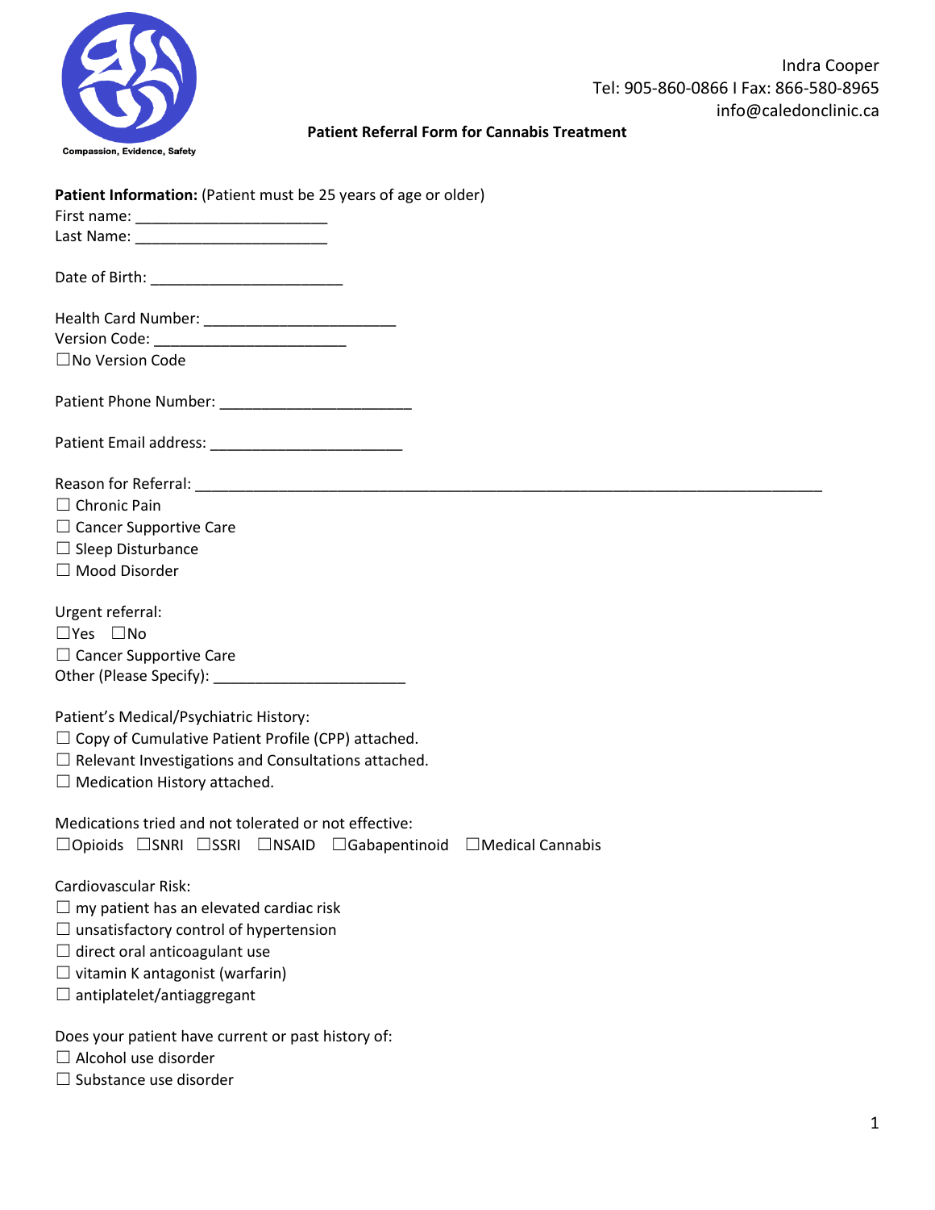Compassion, Evidence, Safety

Indra Cooper
Tel: 905-860-0866 I Fax: 866-580-8965
info@caledonclinic.ca

**Patient Referral Form for Cannabis Treatment**

**Patient Information:** (Patient must be 25 years of age or older)
First name: _______________________
Last Name: _______________________

Date of Birth: _______________________

Health Card Number: _______________________
Version Code: _______________________
☐No Version Code

Patient Phone Number: _______________________

Patient Email address: _______________________

Reason for Referral: ___________________________________________________________________________
☐ Chronic Pain
☐ Cancer Supportive Care
☐ Sleep Disturbance
☐ Mood Disorder

Urgent referral:
☐Yes ☐No
☐ Cancer Supportive Care
Other (Please Specify): _______________________

Patient's Medical/Psychiatric History:
☐ Copy of Cumulative Patient Profile (CPP) attached.
☐ Relevant Investigations and Consultations attached.
☐ Medication History attached.

Medications tried and not tolerated or not effective:
☐Opioids ☐SNRI ☐SSRI ☐NSAID ☐Gabapentinoid ☐Medical Cannabis

Cardiovascular Risk:
☐ my patient has an elevated cardiac risk
☐ unsatisfactory control of hypertension
☐ direct oral anticoagulant use
☐ vitamin K antagonist (warfarin)
☐ antiplatelet/antiaggregant

Does your patient have current or past history of:
☐ Alcohol use disorder
☐ Substance use disorder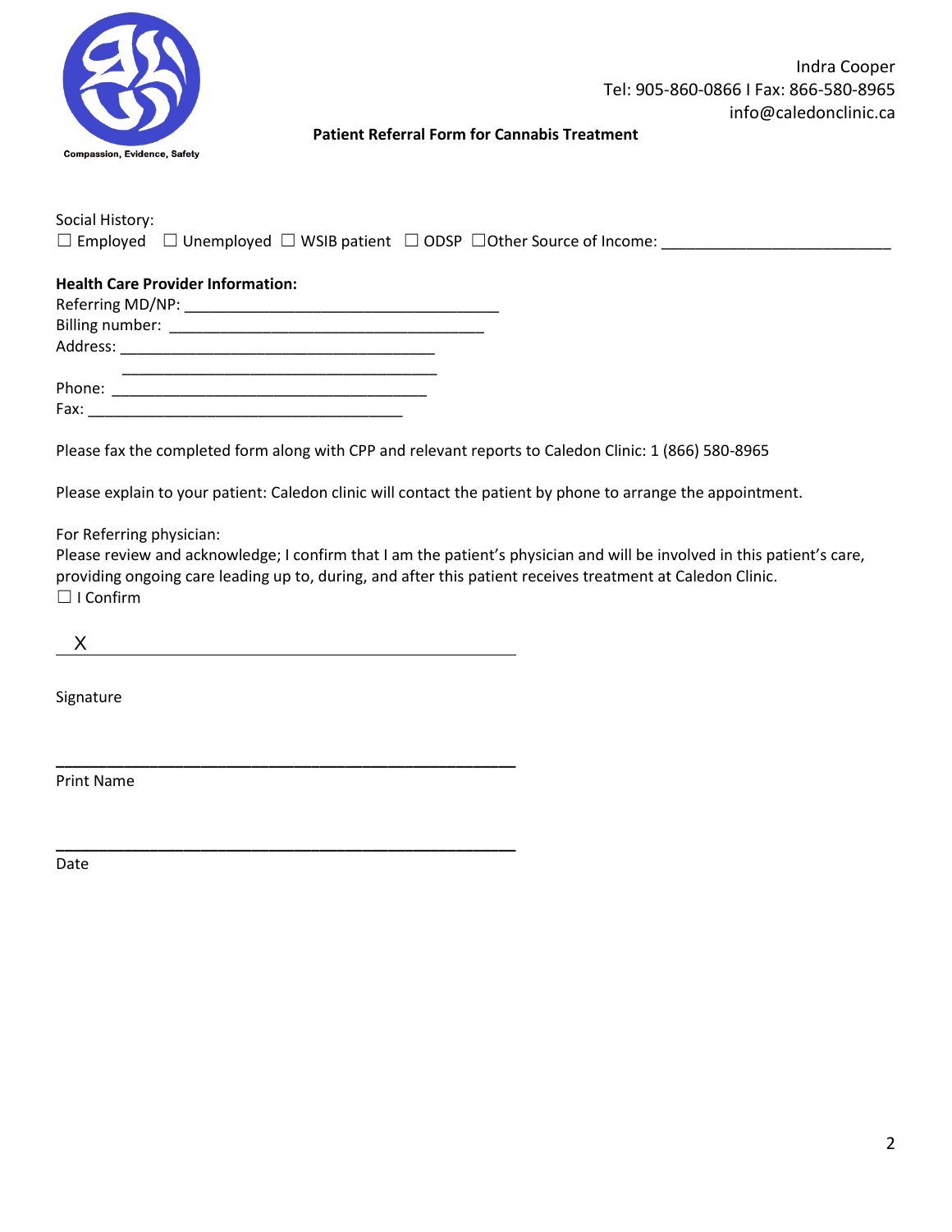Compassion, Evidence, Safety

Indra Cooper
Tel: 905-860-0866 I Fax: 866-580-8965
info@caledonclinic.ca

**Patient Referral Form for Cannabis Treatment**

Social History:
☐ Employed ☐ Unemployed ☐ WSIB patient ☐ ODSP ☐Other Source of Income: ___________________________

**Health Care Provider Information:**

Referring MD/NP: _____________________________________
Billing number: _____________________________________
Address: _____________________________________
_____________________________________
Phone: _____________________________________
Fax: _____________________________________

Please fax the completed form along with CPP and relevant reports to Caledon Clinic: 1 (866) 580-8965

Please explain to your patient: Caledon clinic will contact the patient by phone to arrange the appointment.

For Referring physician:
Please review and acknowledge; I confirm that I am the patient's physician and will be involved in this patient's care, providing ongoing care leading up to, during, and after this patient receives treatment at Caledon Clinic.
☐ I Confirm

X _____________________________________

Signature

_____________________________________
Print Name

_____________________________________
Date